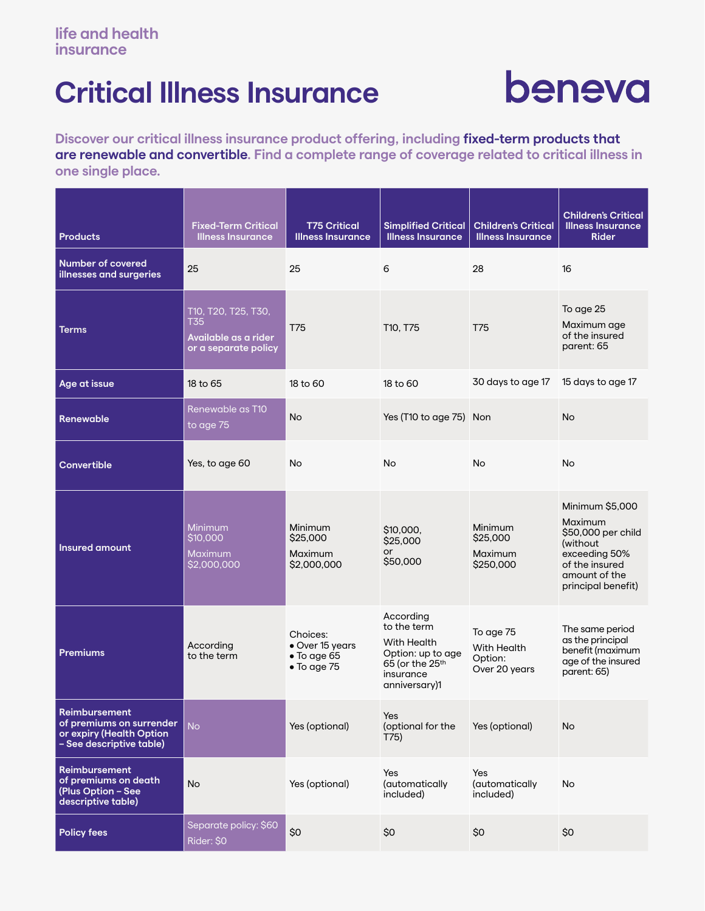life and health insurance

# Critical Illness Insurance

beneva

**Discover our critical illness insurance product offering, including fixed-term products that are renewable and convertible. Find a complete range of coverage related to critical illness in one single place.**

| Products | Fixed-Term Critical Illness Insurance | T75 Critical Illness Insurance | Simplified Critical Illness Insurance | Children's Critical Illness Insurance | Children's Critical Illness Insurance Rider |
|---|---|---|---|---|---|
| Number of covered illnesses and surgeries | 25 | 25 | 6 | 28 | 16 |
| Terms | T10, T20, T25, T30, T35<br>**Available as a rider or a separate policy** | T75 | T10, T75 | T75 | To age 25<br>Maximum age of the insured parent: 65 |
| Age at issue | 18 to 65 | 18 to 60 | 18 to 60 | 30 days to age 17 | 15 days to age 17 |
| Renewable | Renewable as T10 to age 75 | No | Yes (T10 to age 75) | Non | No |
| Convertible | Yes, to age 60 | No | No | No | No |
| Insured amount | Minimum $10,000<br>Maximum $2,000,000 | Minimum $25,000<br>Maximum $2,000,000 | $10,000, $25,000 or $50,000 | Minimum $25,000<br>Maximum $250,000 | Minimum $5,000<br>Maximum $50,000 per child (without exceeding 50% of the insured amount of the principal benefit) |
| Premiums | According to the term | Choices:<br>• Over 15 years<br>• To age 65<br>• To age 75 | According to the term<br>With Health Option: up to age 65 (or the 25th insurance anniversary)1 | To age 75<br>With Health Option: Over 20 years | The same period as the principal benefit (maximum age of the insured parent: 65) |
| Reimbursement of premiums on surrender or expiry (Health Option – See descriptive table) | No | Yes (optional) | Yes (optional for the T75) | Yes (optional) | No |
| Reimbursement of premiums on death (Plus Option – See descriptive table) | No | Yes (optional) | Yes (automatically included) | Yes (automatically included) | No |
| Policy fees | Separate policy: $60<br>Rider: $0 | $0 | $0 | $0 | $0 |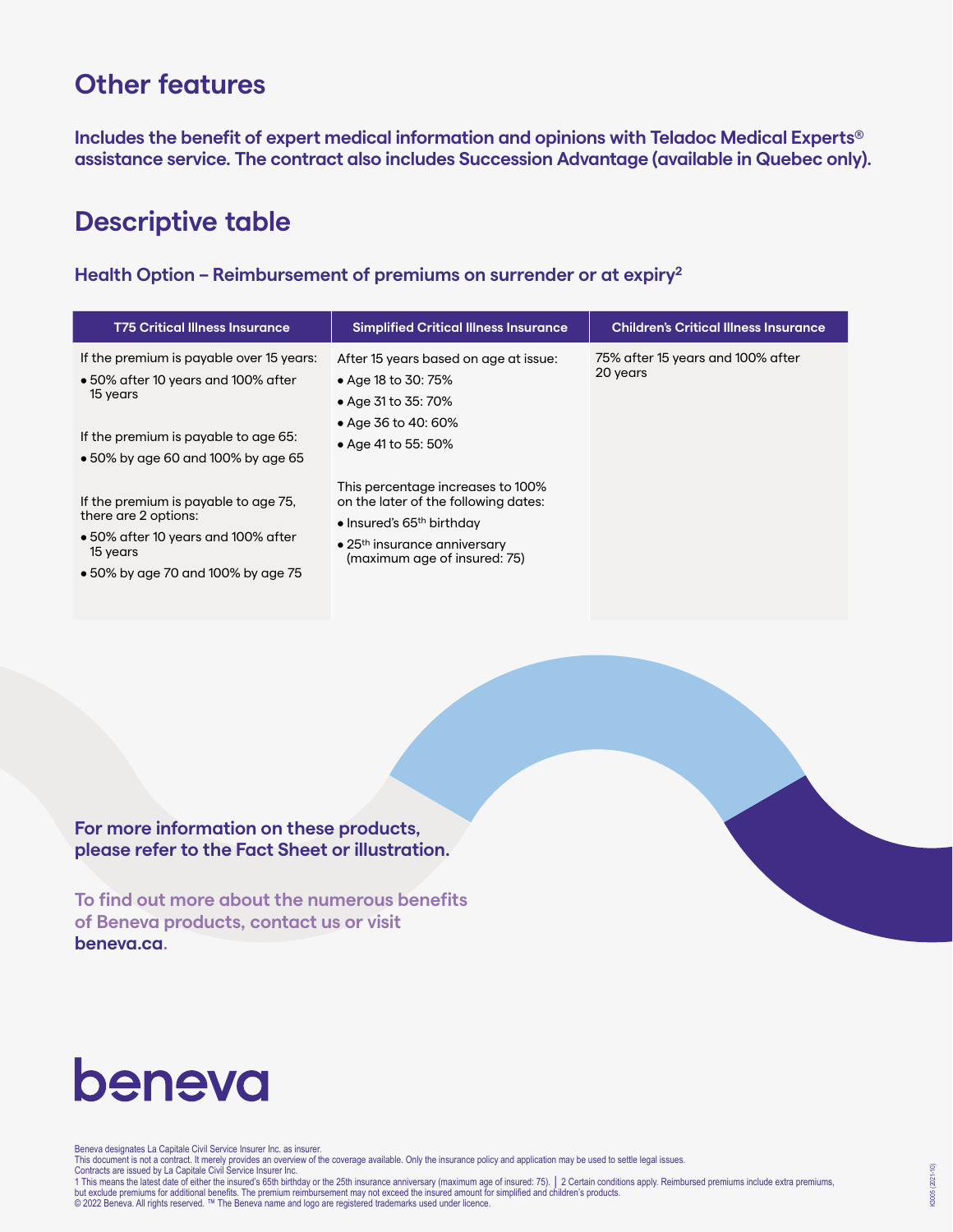## Other features

**Includes the benefit of expert medical information and opinions with Teladoc Medical Experts® assistance service. The contract also includes Succession Advantage (available in Quebec only).**

## Descriptive table

### Health Option – Reimbursement of premiums on surrender or at expiry[2]

| T75 Critical Illness Insurance | Simplified Critical Illness Insurance | Children's Critical Illness Insurance |
|---|---|---|
| If the premium is payable over 15 years:<br>• 50% after 10 years and 100% after 15 years<br><br>If the premium is payable to age 65:<br>• 50% by age 60 and 100% by age 65<br><br>If the premium is payable to age 75, there are 2 options:<br>• 50% after 10 years and 100% after 15 years<br>• 50% by age 70 and 100% by age 75 | After 15 years based on age at issue:<br>• Age 18 to 30: 75%<br>• Age 31 to 35: 70%<br>• Age 36 to 40: 60%<br>• Age 41 to 55: 50%<br><br>This percentage increases to 100% on the later of the following dates:<br>• Insured's 65th birthday<br>• 25th insurance anniversary (maximum age of insured: 75) | 75% after 15 years and 100% after 20 years |

**For more information on these products, please refer to the Fact Sheet or illustration.**

**To find out more about the numerous benefits of Beneva products, contact us or visit beneva.ca.**

beneva

Beneva designates La Capitale Civil Service Insurer Inc. as insurer.
This document is not a contract. It merely provides an overview of the coverage available. Only the insurance policy and application may be used to settle legal issues.
Contracts are issued by La Capitale Civil Service Insurer Inc.
1 This means the latest date of either the insured's 65th birthday or the 25th insurance anniversary (maximum age of insured: 75). | 2 Certain conditions apply. Reimbursed premiums include extra premiums, but exclude premiums for additional benefits. The premium reimbursement may not exceed the insured amount for simplified and children's products.
© 2022 Beneva. All rights reserved. ™ The Beneva name and logo are registered trademarks used under licence.

K3005 (2021-10)